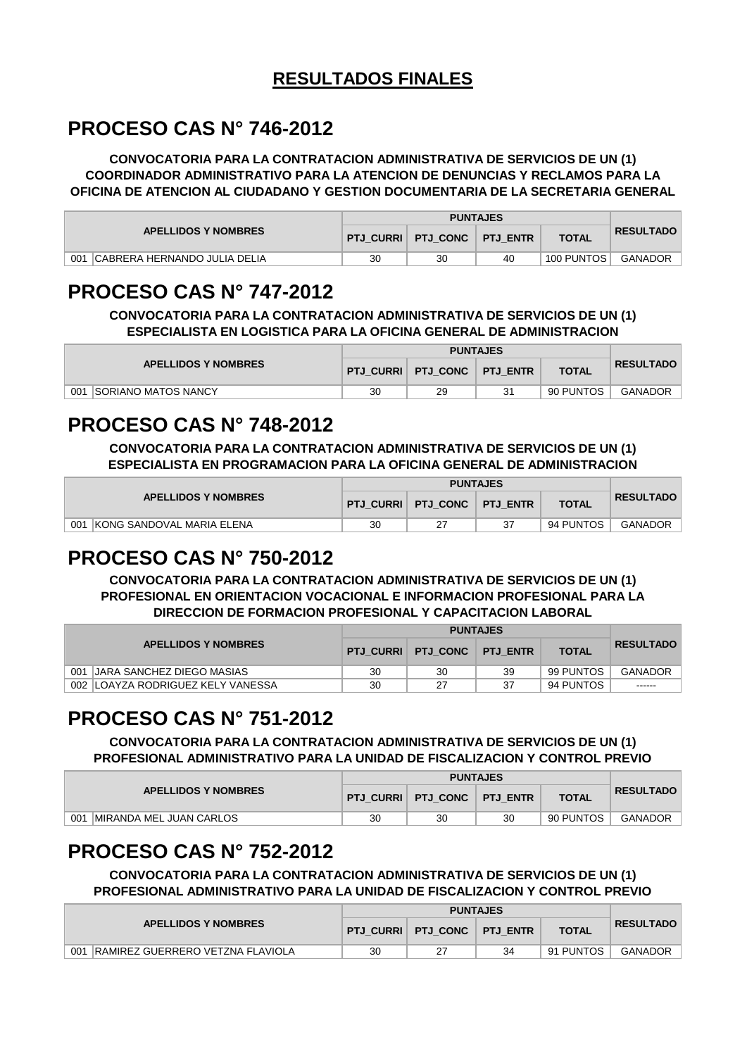## RESULTADOS FINALES

# PROCESO CAS N° 746-2012

**CONVOCATORIA PARA LA CONTRATACION ADMINISTRATIVA DE SERVICIOS DE UN (1) COORDINADOR ADMINISTRATIVO PARA LA ATENCION DE DENUNCIAS Y RECLAMOS PARA LA OFICINA DE ATENCION AL CIUDADANO Y GESTION DOCUMENTARIA DE LA SECRETARIA GENERAL**

| APELLIDOS Y NOMBRES | | PUNTAJES | | | | RESULTADO |
|---|---|---|---|---|---|---|
| | | PTJ_CURRI | PTJ_CONC | PTJ_ENTR | TOTAL | |
| 001 | CABRERA HERNANDO JULIA DELIA | 30 | 30 | 40 | 100 PUNTOS | GANADOR |

# PROCESO CAS N° 747-2012

**CONVOCATORIA PARA LA CONTRATACION ADMINISTRATIVA DE SERVICIOS DE UN (1) ESPECIALISTA EN LOGISTICA PARA LA OFICINA GENERAL DE ADMINISTRACION**

| APELLIDOS Y NOMBRES | | PUNTAJES | | | | RESULTADO |
|---|---|---|---|---|---|---|
| | | PTJ_CURRI | PTJ_CONC | PTJ_ENTR | TOTAL | |
| 001 | SORIANO MATOS NANCY | 30 | 29 | 31 | 90 PUNTOS | GANADOR |

# PROCESO CAS N° 748-2012

**CONVOCATORIA PARA LA CONTRATACION ADMINISTRATIVA DE SERVICIOS DE UN (1) ESPECIALISTA EN PROGRAMACION PARA LA OFICINA GENERAL DE ADMINISTRACION**

| APELLIDOS Y NOMBRES | | PUNTAJES | | | | RESULTADO |
|---|---|---|---|---|---|---|
| | | PTJ_CURRI | PTJ_CONC | PTJ_ENTR | TOTAL | |
| 001 | KONG SANDOVAL MARIA ELENA | 30 | 27 | 37 | 94 PUNTOS | GANADOR |

# PROCESO CAS N° 750-2012

**CONVOCATORIA PARA LA CONTRATACION ADMINISTRATIVA DE SERVICIOS DE UN (1) PROFESIONAL EN ORIENTACION VOCACIONAL E INFORMACION PROFESIONAL PARA LA DIRECCION DE FORMACION PROFESIONAL Y CAPACITACION LABORAL**

| APELLIDOS Y NOMBRES | | PUNTAJES | | | | RESULTADO |
|---|---|---|---|---|---|---|
| | | PTJ_CURRI | PTJ_CONC | PTJ_ENTR | TOTAL | |
| 001 | JARA SANCHEZ DIEGO MASIAS | 30 | 30 | 39 | 99 PUNTOS | GANADOR |
| 002 | LOAYZA RODRIGUEZ KELY VANESSA | 30 | 27 | 37 | 94 PUNTOS | ------ |

# PROCESO CAS N° 751-2012

**CONVOCATORIA PARA LA CONTRATACION ADMINISTRATIVA DE SERVICIOS DE UN (1) PROFESIONAL ADMINISTRATIVO PARA LA UNIDAD DE FISCALIZACION Y CONTROL PREVIO**

| APELLIDOS Y NOMBRES | | PUNTAJES | | | | RESULTADO |
|---|---|---|---|---|---|---|
| | | PTJ_CURRI | PTJ_CONC | PTJ_ENTR | TOTAL | |
| 001 | MIRANDA MEL JUAN CARLOS | 30 | 30 | 30 | 90 PUNTOS | GANADOR |

# PROCESO CAS N° 752-2012

**CONVOCATORIA PARA LA CONTRATACION ADMINISTRATIVA DE SERVICIOS DE UN (1) PROFESIONAL ADMINISTRATIVO PARA LA UNIDAD DE FISCALIZACION Y CONTROL PREVIO**

| APELLIDOS Y NOMBRES | | PUNTAJES | | | | RESULTADO |
|---|---|---|---|---|---|---|
| | | PTJ_CURRI | PTJ_CONC | PTJ_ENTR | TOTAL | |
| 001 | RAMIREZ GUERRERO VETZNA FLAVIOLA | 30 | 27 | 34 | 91 PUNTOS | GANADOR |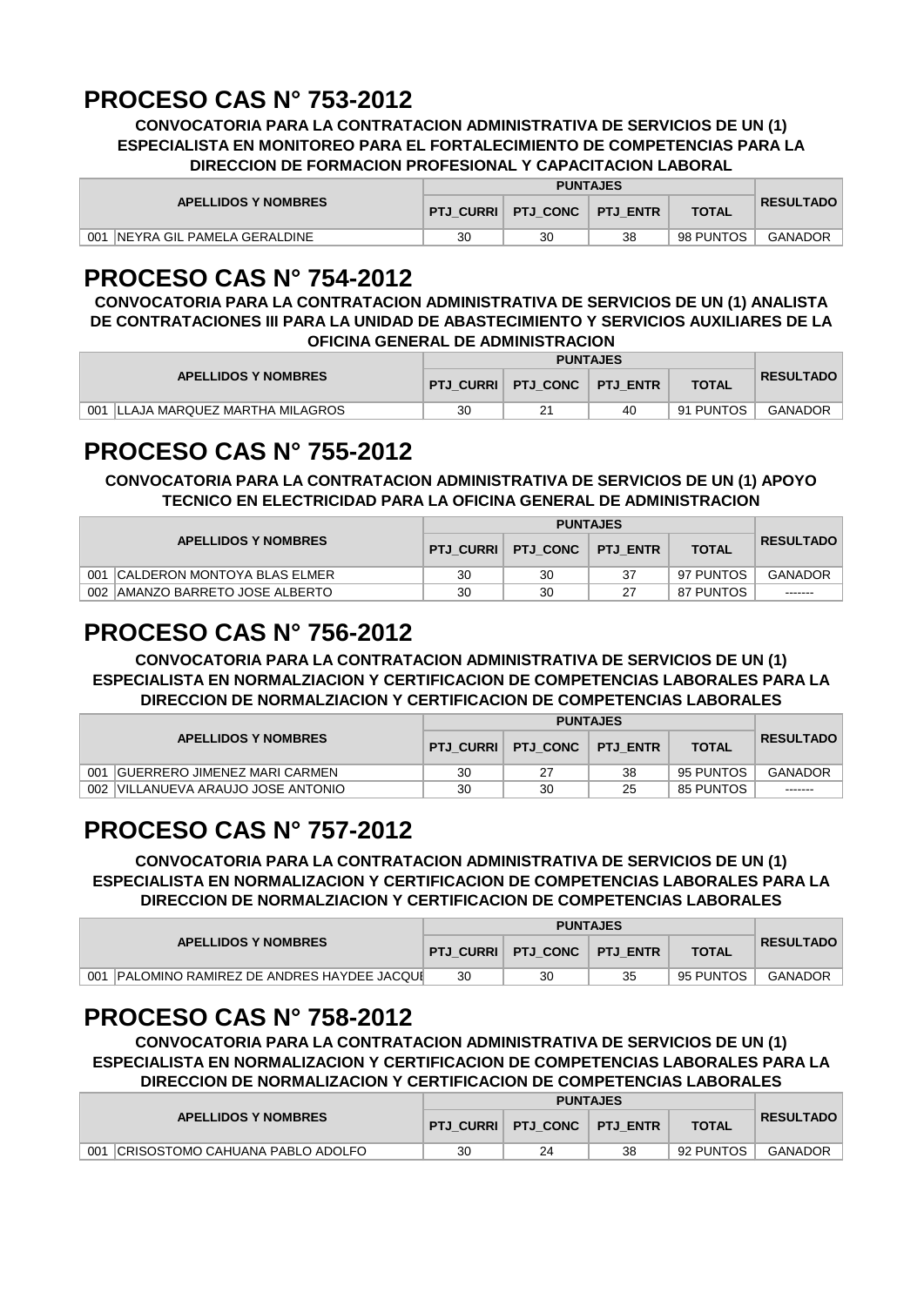# PROCESO CAS N° 753-2012

**CONVOCATORIA PARA LA CONTRATACION ADMINISTRATIVA DE SERVICIOS DE UN (1) ESPECIALISTA EN MONITOREO PARA EL FORTALECIMIENTO DE COMPETENCIAS PARA LA DIRECCION DE FORMACION PROFESIONAL Y CAPACITACION LABORAL**

| APELLIDOS Y NOMBRES | | PUNTAJES | | | | RESULTADO |
|---|---|---|---|---|---|---|
| | | PTJ_CURRI | PTJ_CONC | PTJ_ENTR | TOTAL | |
| 001 | NEYRA GIL PAMELA GERALDINE | 30 | 30 | 38 | 98 PUNTOS | GANADOR |

# PROCESO CAS N° 754-2012

**CONVOCATORIA PARA LA CONTRATACION ADMINISTRATIVA DE SERVICIOS DE UN (1) ANALISTA DE CONTRATACIONES III PARA LA UNIDAD DE ABASTECIMIENTO Y SERVICIOS AUXILIARES DE LA OFICINA GENERAL DE ADMINISTRACION**

| APELLIDOS Y NOMBRES | | PUNTAJES | | | | RESULTADO |
|---|---|---|---|---|---|---|
| | | PTJ_CURRI | PTJ_CONC | PTJ_ENTR | TOTAL | |
| 001 | LLAJA MARQUEZ MARTHA MILAGROS | 30 | 21 | 40 | 91 PUNTOS | GANADOR |

# PROCESO CAS N° 755-2012

**CONVOCATORIA PARA LA CONTRATACION ADMINISTRATIVA DE SERVICIOS DE UN (1) APOYO TECNICO EN ELECTRICIDAD PARA LA OFICINA GENERAL DE ADMINISTRACION**

| APELLIDOS Y NOMBRES | | PUNTAJES | | | | RESULTADO |
|---|---|---|---|---|---|---|
| | | PTJ_CURRI | PTJ_CONC | PTJ_ENTR | TOTAL | |
| 001 | CALDERON MONTOYA BLAS ELMER | 30 | 30 | 37 | 97 PUNTOS | GANADOR |
| 002 | AMANZO BARRETO JOSE ALBERTO | 30 | 30 | 27 | 87 PUNTOS | ------- |

# PROCESO CAS N° 756-2012

**CONVOCATORIA PARA LA CONTRATACION ADMINISTRATIVA DE SERVICIOS DE UN (1) ESPECIALISTA EN NORMALZIACION Y CERTIFICACION DE COMPETENCIAS LABORALES PARA LA DIRECCION DE NORMALZIACION Y CERTIFICACION DE COMPETENCIAS LABORALES**

| APELLIDOS Y NOMBRES | | PUNTAJES | | | | RESULTADO |
|---|---|---|---|---|---|---|
| | | PTJ_CURRI | PTJ_CONC | PTJ_ENTR | TOTAL | |
| 001 | GUERRERO JIMENEZ MARI CARMEN | 30 | 27 | 38 | 95 PUNTOS | GANADOR |
| 002 | VILLANUEVA ARAUJO JOSE ANTONIO | 30 | 30 | 25 | 85 PUNTOS | ------- |

# PROCESO CAS N° 757-2012

**CONVOCATORIA PARA LA CONTRATACION ADMINISTRATIVA DE SERVICIOS DE UN (1) ESPECIALISTA EN NORMALIZACION Y CERTIFICACION DE COMPETENCIAS LABORALES PARA LA DIRECCION DE NORMALZIACION Y CERTIFICACION DE COMPETENCIAS LABORALES**

| APELLIDOS Y NOMBRES | | PUNTAJES | | | | RESULTADO |
|---|---|---|---|---|---|---|
| | | PTJ_CURRI | PTJ_CONC | PTJ_ENTR | TOTAL | |
| 001 | PALOMINO RAMIREZ DE ANDRES HAYDEE JACQUI | 30 | 30 | 35 | 95 PUNTOS | GANADOR |

# PROCESO CAS N° 758-2012

**CONVOCATORIA PARA LA CONTRATACION ADMINISTRATIVA DE SERVICIOS DE UN (1) ESPECIALISTA EN NORMALIZACION Y CERTIFICACION DE COMPETENCIAS LABORALES PARA LA DIRECCION DE NORMALIZACION Y CERTIFICACION DE COMPETENCIAS LABORALES**

| APELLIDOS Y NOMBRES | | PUNTAJES | | | | RESULTADO |
|---|---|---|---|---|---|---|
| | | PTJ_CURRI | PTJ_CONC | PTJ_ENTR | TOTAL | |
| 001 | CRISOSTOMO CAHUANA PABLO ADOLFO | 30 | 24 | 38 | 92 PUNTOS | GANADOR |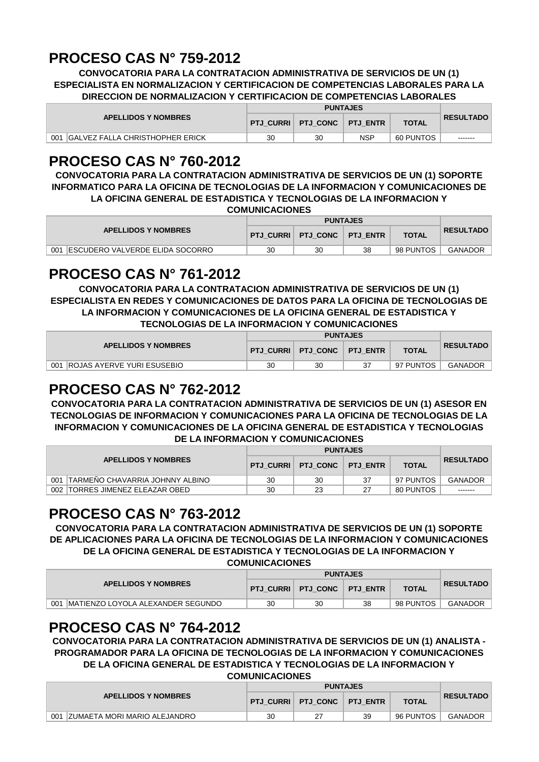# PROCESO CAS N° 759-2012

**CONVOCATORIA PARA LA CONTRATACION ADMINISTRATIVA DE SERVICIOS DE UN (1) ESPECIALISTA EN NORMALIZACION Y CERTIFICACION DE COMPETENCIAS LABORALES PARA LA DIRECCION DE NORMALIZACION Y CERTIFICACION DE COMPETENCIAS LABORALES**

| APELLIDOS Y NOMBRES | | PUNTAJES | | | | RESULTADO |
|---|---|---|---|---|---|---|
| | | PTJ_CURRI | PTJ_CONC | PTJ_ENTR | TOTAL | |
| 001 | GALVEZ FALLA CHRISTHOPHER ERICK | 30 | 30 | NSP | 60 PUNTOS | ------- |

# PROCESO CAS N° 760-2012

**CONVOCATORIA PARA LA CONTRATACION ADMINISTRATIVA DE SERVICIOS DE UN (1) SOPORTE INFORMATICO PARA LA OFICINA DE TECNOLOGIAS DE LA INFORMACION Y COMUNICACIONES DE LA OFICINA GENERAL DE ESTADISTICA Y TECNOLOGIAS DE LA INFORMACION Y COMUNICACIONES**

| APELLIDOS Y NOMBRES | | PUNTAJES | | | | RESULTADO |
|---|---|---|---|---|---|---|
| | | PTJ_CURRI | PTJ_CONC | PTJ_ENTR | TOTAL | |
| 001 | ESCUDERO VALVERDE ELIDA SOCORRO | 30 | 30 | 38 | 98 PUNTOS | GANADOR |

# PROCESO CAS N° 761-2012

**CONVOCATORIA PARA LA CONTRATACION ADMINISTRATIVA DE SERVICIOS DE UN (1) ESPECIALISTA EN REDES Y COMUNICACIONES DE DATOS PARA LA OFICINA DE TECNOLOGIAS DE LA INFORMACION Y COMUNICACIONES DE LA OFICINA GENERAL DE ESTADISTICA Y TECNOLOGIAS DE LA INFORMACION Y COMUNICACIONES**

| APELLIDOS Y NOMBRES | | PUNTAJES | | | | RESULTADO |
|---|---|---|---|---|---|---|
| | | PTJ_CURRI | PTJ_CONC | PTJ_ENTR | TOTAL | |
| 001 | ROJAS AYERVE YURI ESUSEBIO | 30 | 30 | 37 | 97 PUNTOS | GANADOR |

# PROCESO CAS N° 762-2012

**CONVOCATORIA PARA LA CONTRATACION ADMINISTRATIVA DE SERVICIOS DE UN (1) ASESOR EN TECNOLOGIAS DE INFORMACION Y COMUNICACIONES PARA LA OFICINA DE TECNOLOGIAS DE LA INFORMACION Y COMUNICACIONES DE LA OFICINA GENERAL DE ESTADISTICA Y TECNOLOGIAS DE LA INFORMACION Y COMUNICACIONES**

| APELLIDOS Y NOMBRES | | PUNTAJES | | | | RESULTADO |
|---|---|---|---|---|---|---|
| | | PTJ_CURRI | PTJ_CONC | PTJ_ENTR | TOTAL | |
| 001 | TARMEÑO CHAVARRIA JOHNNY ALBINO | 30 | 30 | 37 | 97 PUNTOS | GANADOR |
| 002 | TORRES JIMENEZ ELEAZAR OBED | 30 | 23 | 27 | 80 PUNTOS | ------- |

# PROCESO CAS N° 763-2012

**CONVOCATORIA PARA LA CONTRATACION ADMINISTRATIVA DE SERVICIOS DE UN (1) SOPORTE DE APLICACIONES PARA LA OFICINA DE TECNOLOGIAS DE LA INFORMACION Y COMUNICACIONES DE LA OFICINA GENERAL DE ESTADISTICA Y TECNOLOGIAS DE LA INFORMACION Y COMUNICACIONES**

| APELLIDOS Y NOMBRES | | PUNTAJES | | | | RESULTADO |
|---|---|---|---|---|---|---|
| | | PTJ_CURRI | PTJ_CONC | PTJ_ENTR | TOTAL | |
| 001 | MATIENZO LOYOLA ALEXANDER SEGUNDO | 30 | 30 | 38 | 98 PUNTOS | GANADOR |

# PROCESO CAS N° 764-2012

**CONVOCATORIA PARA LA CONTRATACION ADMINISTRATIVA DE SERVICIOS DE UN (1) ANALISTA - PROGRAMADOR PARA LA OFICINA DE TECNOLOGIAS DE LA INFORMACION Y COMUNICACIONES DE LA OFICINA GENERAL DE ESTADISTICA Y TECNOLOGIAS DE LA INFORMACION Y COMUNICACIONES**

| APELLIDOS Y NOMBRES | | PUNTAJES | | | | RESULTADO |
|---|---|---|---|---|---|---|
| | | PTJ_CURRI | PTJ_CONC | PTJ_ENTR | TOTAL | |
| 001 | ZUMAETA MORI MARIO ALEJANDRO | 30 | 27 | 39 | 96 PUNTOS | GANADOR |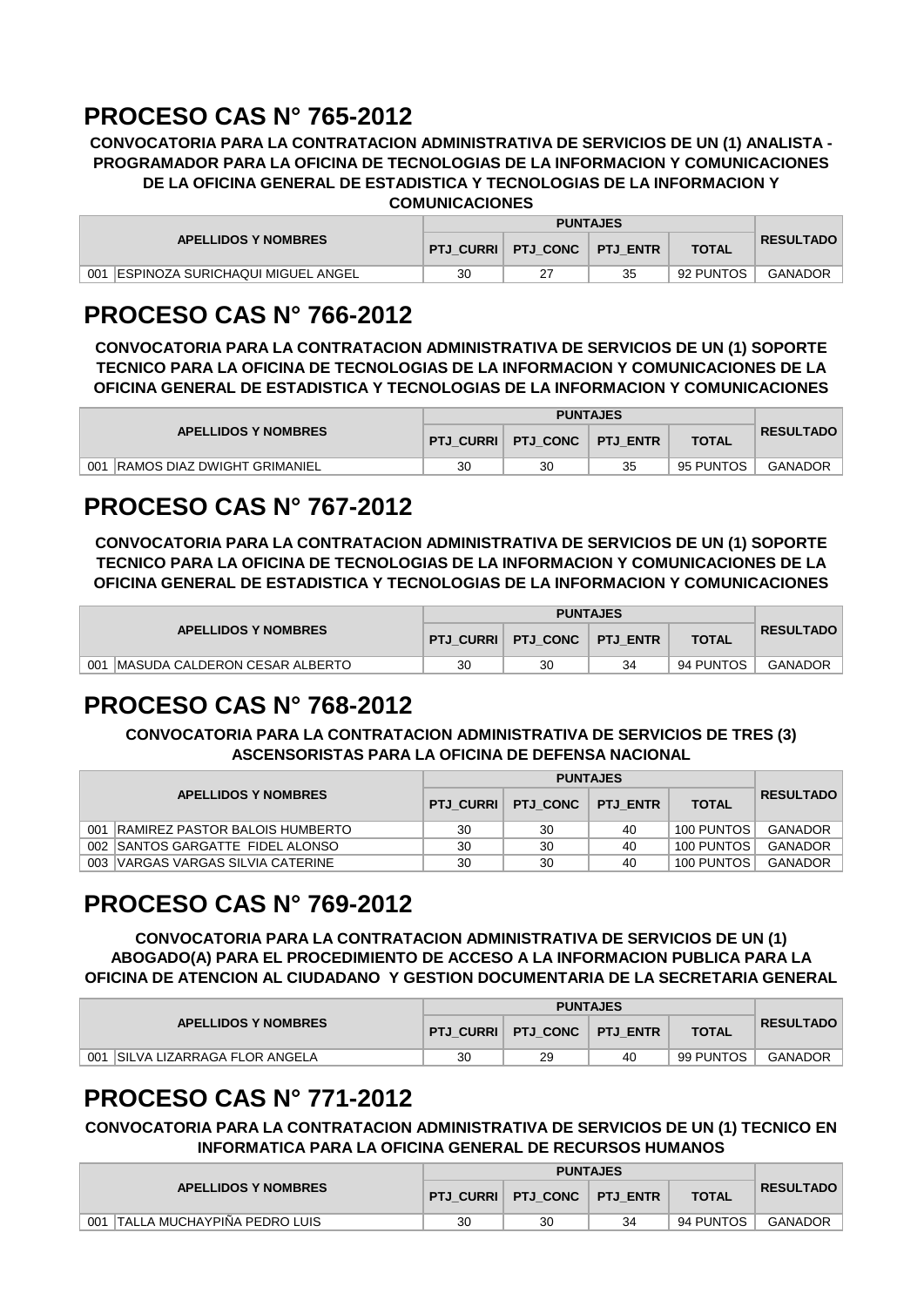# PROCESO CAS N° 765-2012

**CONVOCATORIA PARA LA CONTRATACION ADMINISTRATIVA DE SERVICIOS DE UN (1) ANALISTA - PROGRAMADOR PARA LA OFICINA DE TECNOLOGIAS DE LA INFORMACION Y COMUNICACIONES DE LA OFICINA GENERAL DE ESTADISTICA Y TECNOLOGIAS DE LA INFORMACION Y COMUNICACIONES**

| APELLIDOS Y NOMBRES | | PUNTAJES | | | | RESULTADO |
|---|---|---|---|---|---|---|
| | | PTJ_CURRI | PTJ_CONC | PTJ_ENTR | TOTAL | |
| 001 | ESPINOZA SURICHAQUI MIGUEL ANGEL | 30 | 27 | 35 | 92 PUNTOS | GANADOR |

# PROCESO CAS N° 766-2012

**CONVOCATORIA PARA LA CONTRATACION ADMINISTRATIVA DE SERVICIOS DE UN (1) SOPORTE TECNICO PARA LA OFICINA DE TECNOLOGIAS DE LA INFORMACION Y COMUNICACIONES DE LA OFICINA GENERAL DE ESTADISTICA Y TECNOLOGIAS DE LA INFORMACION Y COMUNICACIONES**

| APELLIDOS Y NOMBRES | | PUNTAJES | | | | RESULTADO |
|---|---|---|---|---|---|---|
| | | PTJ_CURRI | PTJ_CONC | PTJ_ENTR | TOTAL | |
| 001 | RAMOS DIAZ DWIGHT GRIMANIEL | 30 | 30 | 35 | 95 PUNTOS | GANADOR |

# PROCESO CAS N° 767-2012

**CONVOCATORIA PARA LA CONTRATACION ADMINISTRATIVA DE SERVICIOS DE UN (1) SOPORTE TECNICO PARA LA OFICINA DE TECNOLOGIAS DE LA INFORMACION Y COMUNICACIONES DE LA OFICINA GENERAL DE ESTADISTICA Y TECNOLOGIAS DE LA INFORMACION Y COMUNICACIONES**

| APELLIDOS Y NOMBRES | | PUNTAJES | | | | RESULTADO |
|---|---|---|---|---|---|---|
| | | PTJ_CURRI | PTJ_CONC | PTJ_ENTR | TOTAL | |
| 001 | MASUDA CALDERON CESAR ALBERTO | 30 | 30 | 34 | 94 PUNTOS | GANADOR |

# PROCESO CAS N° 768-2012

**CONVOCATORIA PARA LA CONTRATACION ADMINISTRATIVA DE SERVICIOS DE TRES (3) ASCENSORISTAS PARA LA OFICINA DE DEFENSA NACIONAL**

| APELLIDOS Y NOMBRES | | PUNTAJES | | | | RESULTADO |
|---|---|---|---|---|---|---|
| | | PTJ_CURRI | PTJ_CONC | PTJ_ENTR | TOTAL | |
| 001 | RAMIREZ PASTOR BALOIS HUMBERTO | 30 | 30 | 40 | 100 PUNTOS | GANADOR |
| 002 | SANTOS GARGATTE FIDEL ALONSO | 30 | 30 | 40 | 100 PUNTOS | GANADOR |
| 003 | VARGAS VARGAS SILVIA CATERINE | 30 | 30 | 40 | 100 PUNTOS | GANADOR |

# PROCESO CAS N° 769-2012

**CONVOCATORIA PARA LA CONTRATACION ADMINISTRATIVA DE SERVICIOS DE UN (1) ABOGADO(A) PARA EL PROCEDIMIENTO DE ACCESO A LA INFORMACION PUBLICA PARA LA OFICINA DE ATENCION AL CIUDADANO Y GESTION DOCUMENTARIA DE LA SECRETARIA GENERAL**

| APELLIDOS Y NOMBRES | | PUNTAJES | | | | RESULTADO |
|---|---|---|---|---|---|---|
| | | PTJ_CURRI | PTJ_CONC | PTJ_ENTR | TOTAL | |
| 001 | SILVA LIZARRAGA FLOR ANGELA | 30 | 29 | 40 | 99 PUNTOS | GANADOR |

# PROCESO CAS N° 771-2012

**CONVOCATORIA PARA LA CONTRATACION ADMINISTRATIVA DE SERVICIOS DE UN (1) TECNICO EN INFORMATICA PARA LA OFICINA GENERAL DE RECURSOS HUMANOS**

| APELLIDOS Y NOMBRES | | PUNTAJES | | | | RESULTADO |
|---|---|---|---|---|---|---|
| | | PTJ_CURRI | PTJ_CONC | PTJ_ENTR | TOTAL | |
| 001 | TALLA MUCHAYPIÑA PEDRO LUIS | 30 | 30 | 34 | 94 PUNTOS | GANADOR |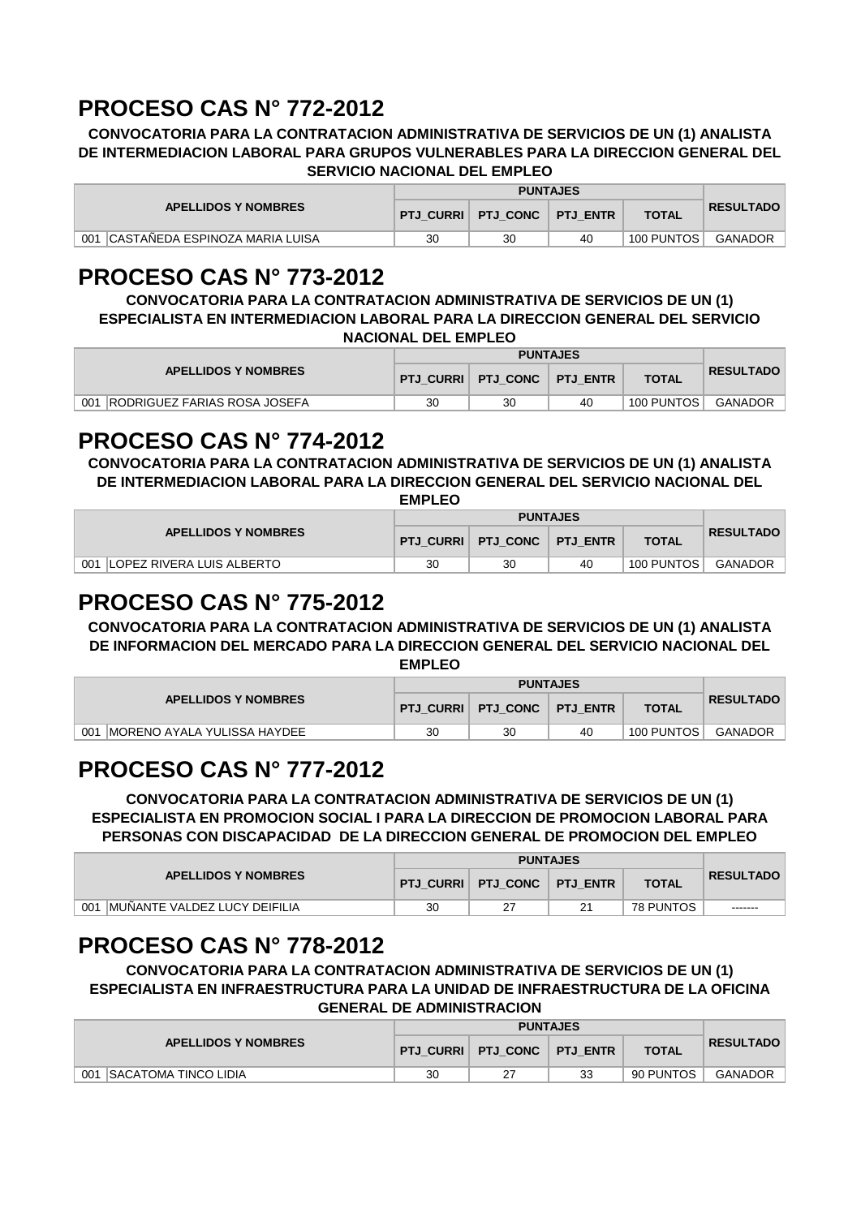# PROCESO CAS N° 772-2012

**CONVOCATORIA PARA LA CONTRATACION ADMINISTRATIVA DE SERVICIOS DE UN (1) ANALISTA DE INTERMEDIACION LABORAL PARA GRUPOS VULNERABLES PARA LA DIRECCION GENERAL DEL SERVICIO NACIONAL DEL EMPLEO**

| APELLIDOS Y NOMBRES | | PUNTAJES | | | | RESULTADO |
|---|---|---|---|---|---|---|
| | | PTJ_CURRI | PTJ_CONC | PTJ_ENTR | TOTAL | |
| 001 | CASTAÑEDA ESPINOZA MARIA LUISA | 30 | 30 | 40 | 100 PUNTOS | GANADOR |

# PROCESO CAS N° 773-2012

**CONVOCATORIA PARA LA CONTRATACION ADMINISTRATIVA DE SERVICIOS DE UN (1) ESPECIALISTA EN INTERMEDIACION LABORAL PARA LA DIRECCION GENERAL DEL SERVICIO NACIONAL DEL EMPLEO**

| APELLIDOS Y NOMBRES | | PUNTAJES | | | | RESULTADO |
|---|---|---|---|---|---|---|
| | | PTJ_CURRI | PTJ_CONC | PTJ_ENTR | TOTAL | |
| 001 | RODRIGUEZ FARIAS ROSA JOSEFA | 30 | 30 | 40 | 100 PUNTOS | GANADOR |

# PROCESO CAS N° 774-2012

**CONVOCATORIA PARA LA CONTRATACION ADMINISTRATIVA DE SERVICIOS DE UN (1) ANALISTA DE INTERMEDIACION LABORAL PARA LA DIRECCION GENERAL DEL SERVICIO NACIONAL DEL EMPLEO**

| APELLIDOS Y NOMBRES | | PUNTAJES | | | | RESULTADO |
|---|---|---|---|---|---|---|
| | | PTJ_CURRI | PTJ_CONC | PTJ_ENTR | TOTAL | |
| 001 | LOPEZ RIVERA LUIS ALBERTO | 30 | 30 | 40 | 100 PUNTOS | GANADOR |

# PROCESO CAS N° 775-2012

**CONVOCATORIA PARA LA CONTRATACION ADMINISTRATIVA DE SERVICIOS DE UN (1) ANALISTA DE INFORMACION DEL MERCADO PARA LA DIRECCION GENERAL DEL SERVICIO NACIONAL DEL EMPLEO**

| APELLIDOS Y NOMBRES | | PUNTAJES | | | | RESULTADO |
|---|---|---|---|---|---|---|
| | | PTJ_CURRI | PTJ_CONC | PTJ_ENTR | TOTAL | |
| 001 | MORENO AYALA YULISSA HAYDEE | 30 | 30 | 40 | 100 PUNTOS | GANADOR |

# PROCESO CAS N° 777-2012

**CONVOCATORIA PARA LA CONTRATACION ADMINISTRATIVA DE SERVICIOS DE UN (1) ESPECIALISTA EN PROMOCION SOCIAL I PARA LA DIRECCION DE PROMOCION LABORAL PARA PERSONAS CON DISCAPACIDAD DE LA DIRECCION GENERAL DE PROMOCION DEL EMPLEO**

| APELLIDOS Y NOMBRES | | PUNTAJES | | | | RESULTADO |
|---|---|---|---|---|---|---|
| | | PTJ_CURRI | PTJ_CONC | PTJ_ENTR | TOTAL | |
| 001 | MUÑANTE VALDEZ LUCY DEIFILIA | 30 | 27 | 21 | 78 PUNTOS | ------- |

# PROCESO CAS N° 778-2012

**CONVOCATORIA PARA LA CONTRATACION ADMINISTRATIVA DE SERVICIOS DE UN (1) ESPECIALISTA EN INFRAESTRUCTURA PARA LA UNIDAD DE INFRAESTRUCTURA DE LA OFICINA GENERAL DE ADMINISTRACION**

| APELLIDOS Y NOMBRES | | PUNTAJES | | | | RESULTADO |
|---|---|---|---|---|---|---|
| | | PTJ_CURRI | PTJ_CONC | PTJ_ENTR | TOTAL | |
| 001 | SACATOMA TINCO LIDIA | 30 | 27 | 33 | 90 PUNTOS | GANADOR |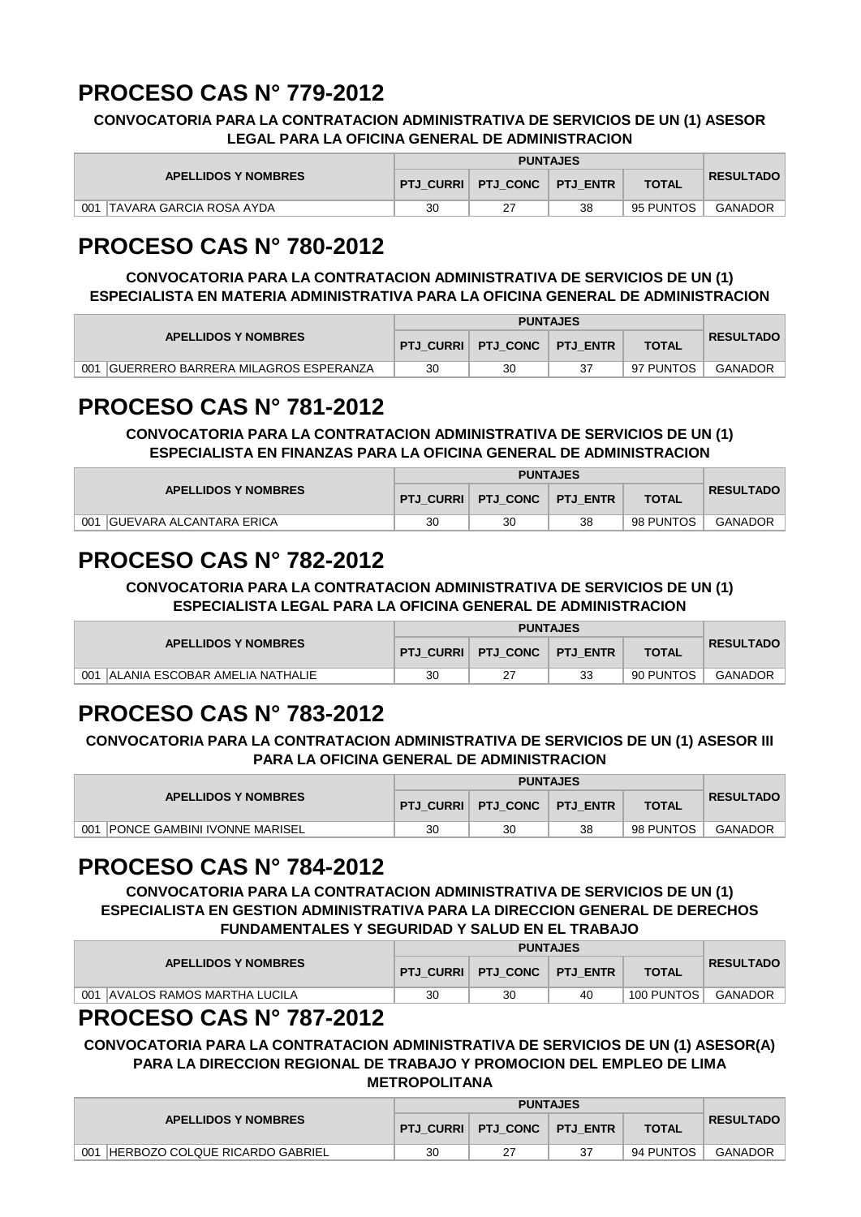# PROCESO CAS N° 779-2012

**CONVOCATORIA PARA LA CONTRATACION ADMINISTRATIVA DE SERVICIOS DE UN (1) ASESOR LEGAL PARA LA OFICINA GENERAL DE ADMINISTRACION**

| APELLIDOS Y NOMBRES | | PUNTAJES | | | | RESULTADO |
|---|---|---|---|---|---|---|
| | | PTJ_CURRI | PTJ_CONC | PTJ_ENTR | TOTAL | |
| 001 | TAVARA GARCIA ROSA AYDA | 30 | 27 | 38 | 95 PUNTOS | GANADOR |

# PROCESO CAS N° 780-2012

**CONVOCATORIA PARA LA CONTRATACION ADMINISTRATIVA DE SERVICIOS DE UN (1) ESPECIALISTA EN MATERIA ADMINISTRATIVA PARA LA OFICINA GENERAL DE ADMINISTRACION**

| APELLIDOS Y NOMBRES | | PUNTAJES | | | | RESULTADO |
|---|---|---|---|---|---|---|
| | | PTJ_CURRI | PTJ_CONC | PTJ_ENTR | TOTAL | |
| 001 | GUERRERO BARRERA MILAGROS ESPERANZA | 30 | 30 | 37 | 97 PUNTOS | GANADOR |

# PROCESO CAS N° 781-2012

**CONVOCATORIA PARA LA CONTRATACION ADMINISTRATIVA DE SERVICIOS DE UN (1) ESPECIALISTA EN FINANZAS PARA LA OFICINA GENERAL DE ADMINISTRACION**

| APELLIDOS Y NOMBRES | | PUNTAJES | | | | RESULTADO |
|---|---|---|---|---|---|---|
| | | PTJ_CURRI | PTJ_CONC | PTJ_ENTR | TOTAL | |
| 001 | GUEVARA ALCANTARA ERICA | 30 | 30 | 38 | 98 PUNTOS | GANADOR |

# PROCESO CAS N° 782-2012

**CONVOCATORIA PARA LA CONTRATACION ADMINISTRATIVA DE SERVICIOS DE UN (1) ESPECIALISTA LEGAL PARA LA OFICINA GENERAL DE ADMINISTRACION**

| APELLIDOS Y NOMBRES | | PUNTAJES | | | | RESULTADO |
|---|---|---|---|---|---|---|
| | | PTJ_CURRI | PTJ_CONC | PTJ_ENTR | TOTAL | |
| 001 | ALANIA ESCOBAR AMELIA NATHALIE | 30 | 27 | 33 | 90 PUNTOS | GANADOR |

# PROCESO CAS N° 783-2012

**CONVOCATORIA PARA LA CONTRATACION ADMINISTRATIVA DE SERVICIOS DE UN (1) ASESOR III PARA LA OFICINA GENERAL DE ADMINISTRACION**

| APELLIDOS Y NOMBRES | | PUNTAJES | | | | RESULTADO |
|---|---|---|---|---|---|---|
| | | PTJ_CURRI | PTJ_CONC | PTJ_ENTR | TOTAL | |
| 001 | PONCE GAMBINI IVONNE MARISEL | 30 | 30 | 38 | 98 PUNTOS | GANADOR |

# PROCESO CAS N° 784-2012

**CONVOCATORIA PARA LA CONTRATACION ADMINISTRATIVA DE SERVICIOS DE UN (1) ESPECIALISTA EN GESTION ADMINISTRATIVA PARA LA DIRECCION GENERAL DE DERECHOS FUNDAMENTALES Y SEGURIDAD Y SALUD EN EL TRABAJO**

| APELLIDOS Y NOMBRES | | PUNTAJES | | | | RESULTADO |
|---|---|---|---|---|---|---|
| | | PTJ_CURRI | PTJ_CONC | PTJ_ENTR | TOTAL | |
| 001 | AVALOS RAMOS MARTHA LUCILA | 30 | 30 | 40 | 100 PUNTOS | GANADOR |

# PROCESO CAS N° 787-2012

**CONVOCATORIA PARA LA CONTRATACION ADMINISTRATIVA DE SERVICIOS DE UN (1) ASESOR(A) PARA LA DIRECCION REGIONAL DE TRABAJO Y PROMOCION DEL EMPLEO DE LIMA METROPOLITANA**

| APELLIDOS Y NOMBRES | | PUNTAJES | | | | RESULTADO |
|---|---|---|---|---|---|---|
| | | PTJ_CURRI | PTJ_CONC | PTJ_ENTR | TOTAL | |
| 001 | HERBOZO COLQUE RICARDO GABRIEL | 30 | 27 | 37 | 94 PUNTOS | GANADOR |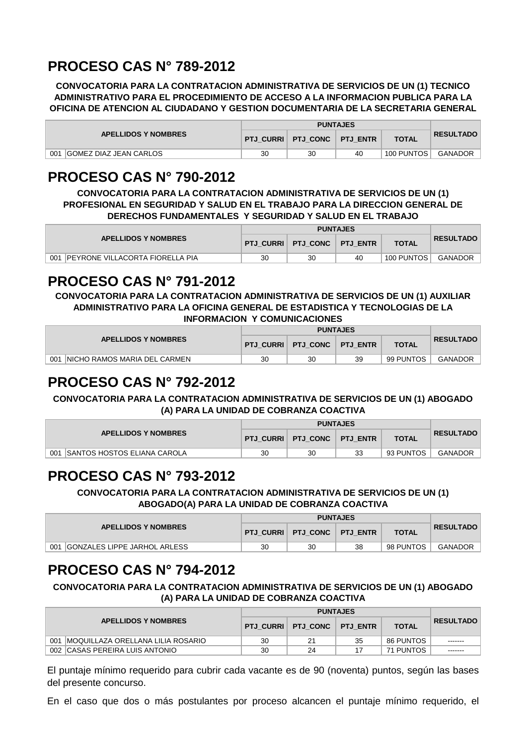# PROCESO CAS N° 789-2012

**CONVOCATORIA PARA LA CONTRATACION ADMINISTRATIVA DE SERVICIOS DE UN (1) TECNICO ADMINISTRATIVO PARA EL PROCEDIMIENTO DE ACCESO A LA INFORMACION PUBLICA PARA LA OFICINA DE ATENCION AL CIUDADANO Y GESTION DOCUMENTARIA DE LA SECRETARIA GENERAL**

| APELLIDOS Y NOMBRES | | PUNTAJES | | | | RESULTADO |
|---|---|---|---|---|---|---|
| | | PTJ_CURRI | PTJ_CONC | PTJ_ENTR | TOTAL | |
| 001 | GOMEZ DIAZ JEAN CARLOS | 30 | 30 | 40 | 100 PUNTOS | GANADOR |

# PROCESO CAS N° 790-2012

**CONVOCATORIA PARA LA CONTRATACION ADMINISTRATIVA DE SERVICIOS DE UN (1) PROFESIONAL EN SEGURIDAD Y SALUD EN EL TRABAJO PARA LA DIRECCION GENERAL DE DERECHOS FUNDAMENTALES Y SEGURIDAD Y SALUD EN EL TRABAJO**

| APELLIDOS Y NOMBRES | | PUNTAJES | | | | RESULTADO |
|---|---|---|---|---|---|---|
| | | PTJ_CURRI | PTJ_CONC | PTJ_ENTR | TOTAL | |
| 001 | PEYRONE VILLACORTA FIORELLA PIA | 30 | 30 | 40 | 100 PUNTOS | GANADOR |

# PROCESO CAS N° 791-2012

**CONVOCATORIA PARA LA CONTRATACION ADMINISTRATIVA DE SERVICIOS DE UN (1) AUXILIAR ADMINISTRATIVO PARA LA OFICINA GENERAL DE ESTADISTICA Y TECNOLOGIAS DE LA INFORMACION Y COMUNICACIONES**

| APELLIDOS Y NOMBRES | | PUNTAJES | | | | RESULTADO |
|---|---|---|---|---|---|---|
| | | PTJ_CURRI | PTJ_CONC | PTJ_ENTR | TOTAL | |
| 001 | NICHO RAMOS MARIA DEL CARMEN | 30 | 30 | 39 | 99 PUNTOS | GANADOR |

# PROCESO CAS N° 792-2012

**CONVOCATORIA PARA LA CONTRATACION ADMINISTRATIVA DE SERVICIOS DE UN (1) ABOGADO (A) PARA LA UNIDAD DE COBRANZA COACTIVA**

| APELLIDOS Y NOMBRES | | PUNTAJES | | | | RESULTADO |
|---|---|---|---|---|---|---|
| | | PTJ_CURRI | PTJ_CONC | PTJ_ENTR | TOTAL | |
| 001 | SANTOS HOSTOS ELIANA CAROLA | 30 | 30 | 33 | 93 PUNTOS | GANADOR |

# PROCESO CAS N° 793-2012

**CONVOCATORIA PARA LA CONTRATACION ADMINISTRATIVA DE SERVICIOS DE UN (1) ABOGADO(A) PARA LA UNIDAD DE COBRANZA COACTIVA**

| APELLIDOS Y NOMBRES | | PUNTAJES | | | | RESULTADO |
|---|---|---|---|---|---|---|
| | | PTJ_CURRI | PTJ_CONC | PTJ_ENTR | TOTAL | |
| 001 | GONZALES LIPPE JARHOL ARLESS | 30 | 30 | 38 | 98 PUNTOS | GANADOR |

# PROCESO CAS N° 794-2012

**CONVOCATORIA PARA LA CONTRATACION ADMINISTRATIVA DE SERVICIOS DE UN (1) ABOGADO (A) PARA LA UNIDAD DE COBRANZA COACTIVA**

| APELLIDOS Y NOMBRES | | PUNTAJES | | | | RESULTADO |
|---|---|---|---|---|---|---|
| | | PTJ_CURRI | PTJ_CONC | PTJ_ENTR | TOTAL | |
| 001 | MOQUILLAZA ORELLANA LILIA ROSARIO | 30 | 21 | 35 | 86 PUNTOS | ------- |
| 002 | CASAS PEREIRA LUIS ANTONIO | 30 | 24 | 17 | 71 PUNTOS | ------- |

El puntaje mínimo requerido para cubrir cada vacante es de 90 (noventa) puntos, según las bases del presente concurso.

En el caso que dos o más postulantes por proceso alcancen el puntaje mínimo requerido, el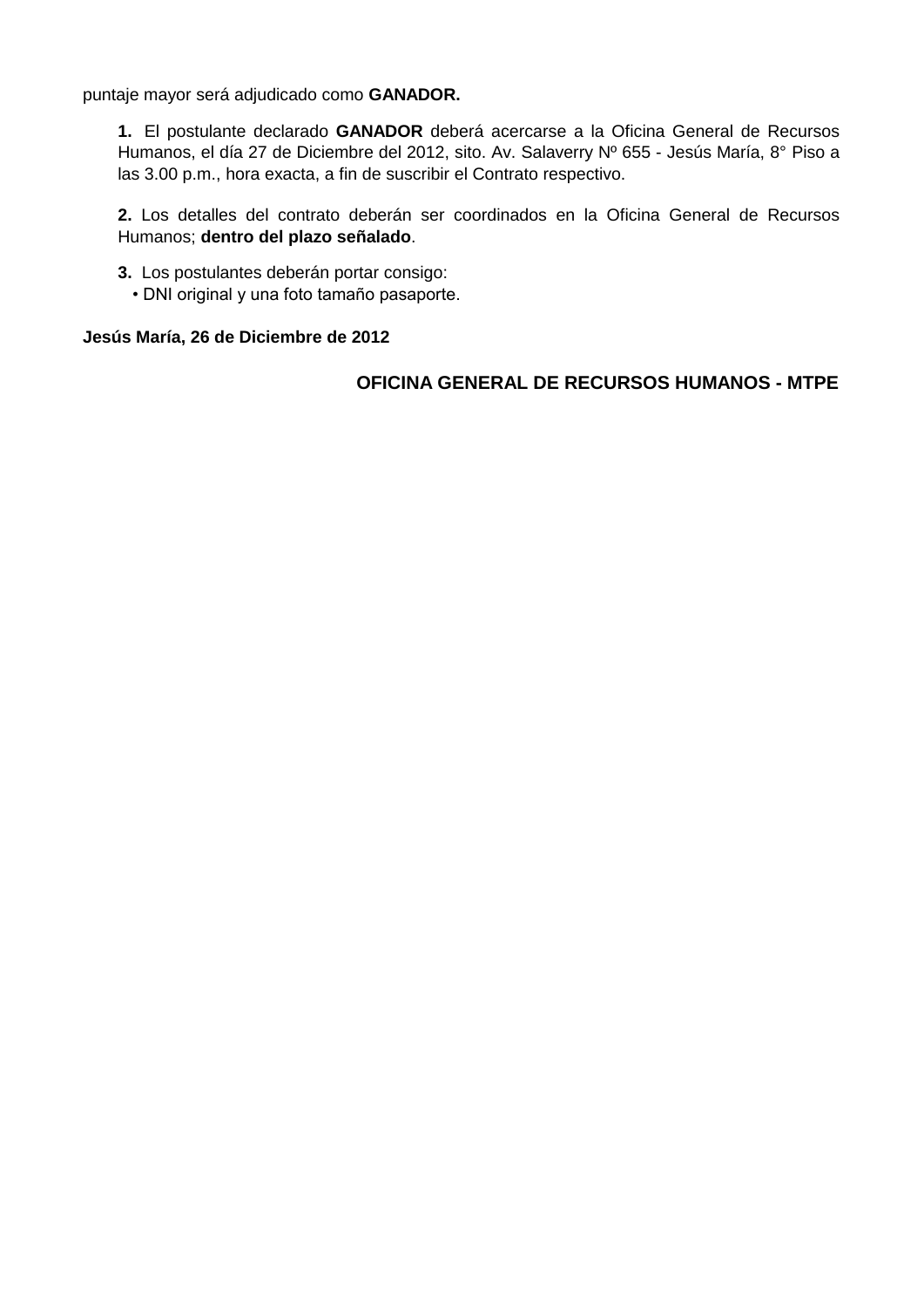puntaje mayor será adjudicado como **GANADOR.**

**1.** El postulante declarado **GANADOR** deberá acercarse a la Oficina General de Recursos Humanos, el día 27 de Diciembre del 2012, sito. Av. Salaverry Nº 655 - Jesús María, 8° Piso a las 3.00 p.m., hora exacta, a fin de suscribir el Contrato respectivo.

**2.** Los detalles del contrato deberán ser coordinados en la Oficina General de Recursos Humanos; **dentro del plazo señalado**.

**3.** Los postulantes deberán portar consigo:

- DNI original y una foto tamaño pasaporte.

**Jesús María, 26 de Diciembre de 2012**

**OFICINA GENERAL DE RECURSOS HUMANOS - MTPE**